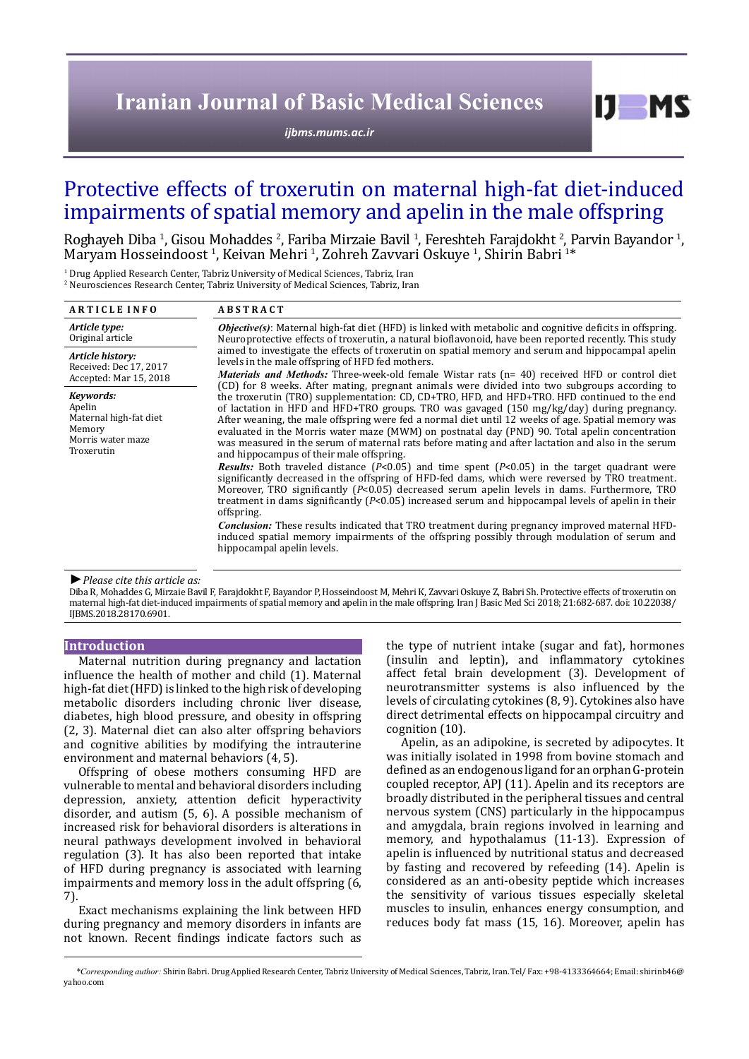# Protective effects of troxerutin on maternal high-fat diet-induced impairments of spatial memory and apelin in the male offspring

Roghayeh Diba [1], Gisou Mohaddes [2], Fariba Mirzaie Bavil [1], Fereshteh Farajdokht [2], Parvin Bayandor [1], Maryam Hosseindoost [1], Keivan Mehri [1], Zohreh Zavvari Oskuye [1], Shirin Babri [1]*

[1] Drug Applied Research Center, Tabriz University of Medical Sciences, Tabriz, Iran
[2] Neurosciences Research Center, Tabriz University of Medical Sciences, Tabriz, Iran

**ARTICLE INFO**

*Article type:*
Original article

*Article history:*
Received: Dec 17, 2017
Accepted: Mar 15, 2018

*Keywords:*
Apelin
Maternal high-fat diet
Memory
Morris water maze
Troxerutin

**ABSTRACT**

***Objective(s)***: Maternal high-fat diet (HFD) is linked with metabolic and cognitive deficits in offspring. Neuroprotective effects of troxerutin, a natural bioflavonoid, have been reported recently. This study aimed to investigate the effects of troxerutin on spatial memory and serum and hippocampal apelin levels in the male offspring of HFD fed mothers.

***Materials and Methods:*** Three-week-old female Wistar rats (n= 40) received HFD or control diet (CD) for 8 weeks. After mating, pregnant animals were divided into two subgroups according to the troxerutin (TRO) supplementation: CD, CD+TRO, HFD, and HFD+TRO. HFD continued to the end of lactation in HFD and HFD+TRO groups. TRO was gavaged (150 mg/kg/day) during pregnancy. After weaning, the male offspring were fed a normal diet until 12 weeks of age. Spatial memory was evaluated in the Morris water maze (MWM) on postnatal day (PND) 90. Total apelin concentration was measured in the serum of maternal rats before mating and after lactation and also in the serum and hippocampus of their male offspring.

***Results:*** Both traveled distance ($P<0.05$) and time spent ($P<0.05$) in the target quadrant were significantly decreased in the offspring of HFD-fed dams, which were reversed by TRO treatment. Moreover, TRO significantly ($P<0.05$) decreased serum apelin levels in dams. Furthermore, TRO treatment in dams significantly ($P<0.05$) increased serum and hippocampal levels of apelin in their offspring.

***Conclusion:*** These results indicated that TRO treatment during pregnancy improved maternal HFD-induced spatial memory impairments of the offspring possibly through modulation of serum and hippocampal apelin levels.

► *Please cite this article as:*
Diba R, Mohaddes G, Mirzaie Bavil F, Farajdokht F, Bayandor P, Hosseindoost M, Mehri K, Zavvari Oskuye Z, Babri Sh. Protective effects of troxerutin on maternal high-fat diet-induced impairments of spatial memory and apelin in the male offspring. Iran J Basic Med Sci 2018; 21:682-687. doi: 10.22038/IJBMS.2018.28170.6901.

## Introduction

Maternal nutrition during pregnancy and lactation influence the health of mother and child (1). Maternal high-fat diet (HFD) is linked to the high risk of developing metabolic disorders including chronic liver disease, diabetes, high blood pressure, and obesity in offspring (2, 3). Maternal diet can also alter offspring behaviors and cognitive abilities by modifying the intrauterine environment and maternal behaviors (4, 5).

Offspring of obese mothers consuming HFD are vulnerable to mental and behavioral disorders including depression, anxiety, attention deficit hyperactivity disorder, and autism (5, 6). A possible mechanism of increased risk for behavioral disorders is alterations in neural pathways development involved in behavioral regulation (3). It has also been reported that intake of HFD during pregnancy is associated with learning impairments and memory loss in the adult offspring (6, 7).

Exact mechanisms explaining the link between HFD during pregnancy and memory disorders in infants are not known. Recent findings indicate factors such as the type of nutrient intake (sugar and fat), hormones (insulin and leptin), and inflammatory cytokines affect fetal brain development (3). Development of neurotransmitter systems is also influenced by the levels of circulating cytokines (8, 9). Cytokines also have direct detrimental effects on hippocampal circuitry and cognition (10).

Apelin, as an adipokine, is secreted by adipocytes. It was initially isolated in 1998 from bovine stomach and defined as an endogenous ligand for an orphan G-protein coupled receptor, APJ (11). Apelin and its receptors are broadly distributed in the peripheral tissues and central nervous system (CNS) particularly in the hippocampus and amygdala, brain regions involved in learning and memory, and hypothalamus (11-13). Expression of apelin is influenced by nutritional status and decreased by fasting and recovered by refeeding (14). Apelin is considered as an anti-obesity peptide which increases the sensitivity of various tissues especially skeletal muscles to insulin, enhances energy consumption, and reduces body fat mass (15, 16). Moreover, apelin has

*\*Corresponding author:* Shirin Babri. Drug Applied Research Center, Tabriz University of Medical Sciences, Tabriz, Iran. Tel/ Fax: +98-4133364664; Email: shirinb46@yahoo.com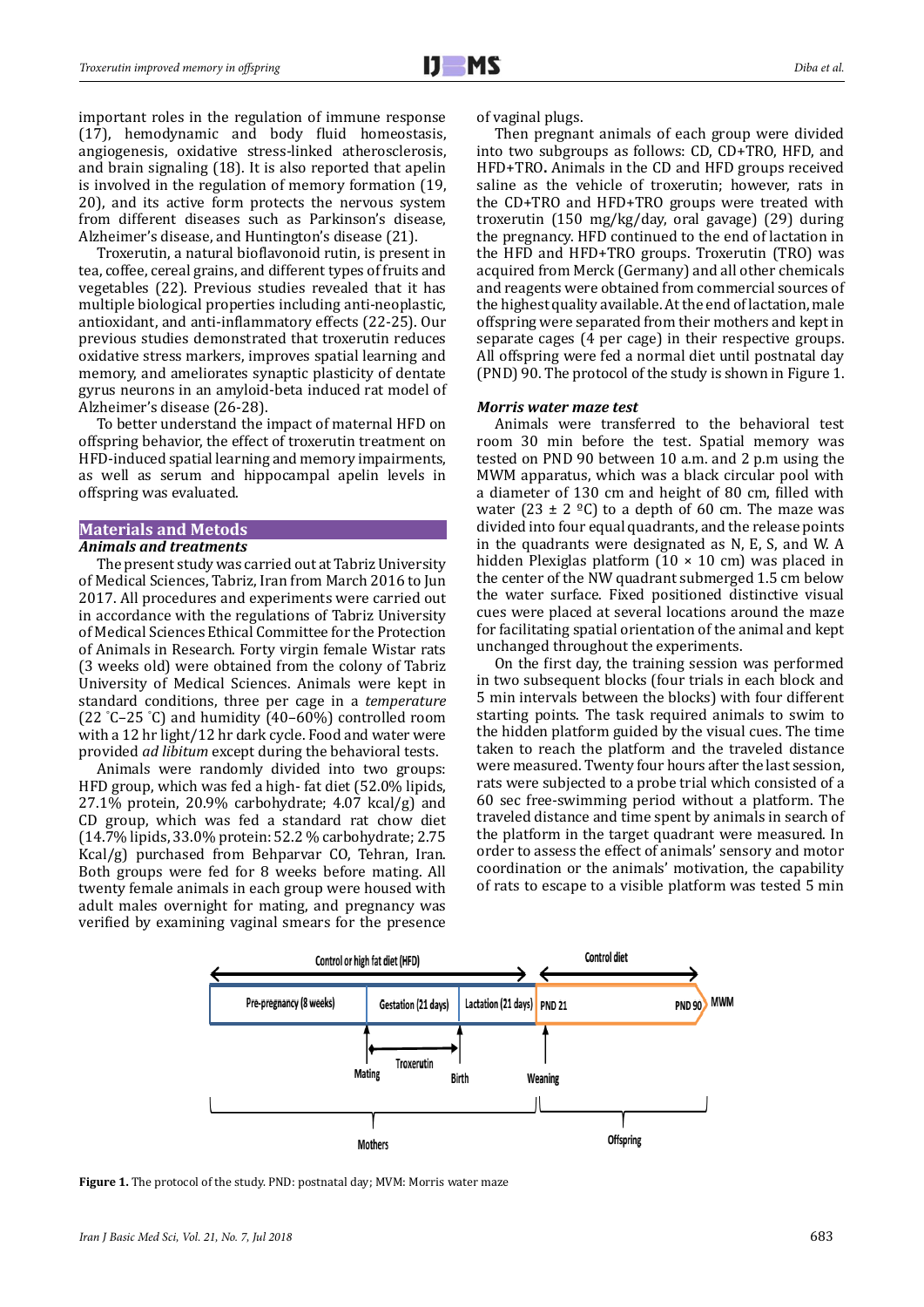important roles in the regulation of immune response (17), hemodynamic and body fluid homeostasis, angiogenesis, oxidative stress-linked atherosclerosis, and brain signaling (18). It is also reported that apelin is involved in the regulation of memory formation (19, 20), and its active form protects the nervous system from different diseases such as Parkinson's disease, Alzheimer's disease, and Huntington's disease (21).

Troxerutin, a natural bioflavonoid rutin, is present in tea, coffee, cereal grains, and different types of fruits and vegetables (22). Previous studies revealed that it has multiple biological properties including anti-neoplastic, antioxidant, and anti-inflammatory effects (22-25). Our previous studies demonstrated that troxerutin reduces oxidative stress markers, improves spatial learning and memory, and ameliorates synaptic plasticity of dentate gyrus neurons in an amyloid-beta induced rat model of Alzheimer's disease (26-28).

To better understand the impact of maternal HFD on offspring behavior, the effect of troxerutin treatment on HFD-induced spatial learning and memory impairments, as well as serum and hippocampal apelin levels in offspring was evaluated.

## Materials and Metods

### *Animals and treatments*

The present study was carried out at Tabriz University of Medical Sciences, Tabriz, Iran from March 2016 to Jun 2017. All procedures and experiments were carried out in accordance with the regulations of Tabriz University of Medical Sciences Ethical Committee for the Protection of Animals in Research. Forty virgin female Wistar rats (3 weeks old) were obtained from the colony of Tabriz University of Medical Sciences. Animals were kept in standard conditions, three per cage in a *temperature* (22 °C–25 °C) and humidity (40–60%) controlled room with a 12 hr light/12 hr dark cycle. Food and water were provided *ad libitum* except during the behavioral tests.

Animals were randomly divided into two groups: HFD group, which was fed a high- fat diet (52.0% lipids, 27.1% protein, 20.9% carbohydrate; 4.07 kcal/g) and CD group, which was fed a standard rat chow diet (14.7% lipids, 33.0% protein: 52.2 % carbohydrate; 2.75 Kcal/g) purchased from Behparvar CO, Tehran, Iran. Both groups were fed for 8 weeks before mating. All twenty female animals in each group were housed with adult males overnight for mating, and pregnancy was verified by examining vaginal smears for the presence of vaginal plugs.

Then pregnant animals of each group were divided into two subgroups as follows: CD, CD+TRO, HFD, and HFD+TRO. Animals in the CD and HFD groups received saline as the vehicle of troxerutin; however, rats in the CD+TRO and HFD+TRO groups were treated with troxerutin (150 mg/kg/day, oral gavage) (29) during the pregnancy. HFD continued to the end of lactation in the HFD and HFD+TRO groups. Troxerutin (TRO) was acquired from Merck (Germany) and all other chemicals and reagents were obtained from commercial sources of the highest quality available. At the end of lactation, male offspring were separated from their mothers and kept in separate cages (4 per cage) in their respective groups. All offspring were fed a normal diet until postnatal day (PND) 90. The protocol of the study is shown in Figure 1.

### *Morris water maze test*

Animals were transferred to the behavioral test room 30 min before the test. Spatial memory was tested on PND 90 between 10 a.m. and 2 p.m using the MWM apparatus, which was a black circular pool with a diameter of 130 cm and height of 80 cm, filled with water (23 ± 2 ºC) to a depth of 60 cm. The maze was divided into four equal quadrants, and the release points in the quadrants were designated as N, E, S, and W. A hidden Plexiglas platform (10 × 10 cm) was placed in the center of the NW quadrant submerged 1.5 cm below the water surface. Fixed positioned distinctive visual cues were placed at several locations around the maze for facilitating spatial orientation of the animal and kept unchanged throughout the experiments.

On the first day, the training session was performed in two subsequent blocks (four trials in each block and 5 min intervals between the blocks) with four different starting points. The task required animals to swim to the hidden platform guided by the visual cues. The time taken to reach the platform and the traveled distance were measured. Twenty four hours after the last session, rats were subjected to a probe trial which consisted of a 60 sec free-swimming period without a platform. The traveled distance and time spent by animals in search of the platform in the target quadrant were measured. In order to assess the effect of animals' sensory and motor coordination or the animals' motivation, the capability of rats to escape to a visible platform was tested 5 min

Control or high fat diet (HFD) | Control diet

Pre-pregnancy (8 weeks) | Gestation (21 days) | Lactation (21 days) | PND 21 | PND 90 | MWM

Mating | Troxerutin | Birth | Weaning

Mothers | Offspring

**Figure 1.** The protocol of the study. PND: postnatal day; MVM: Morris water maze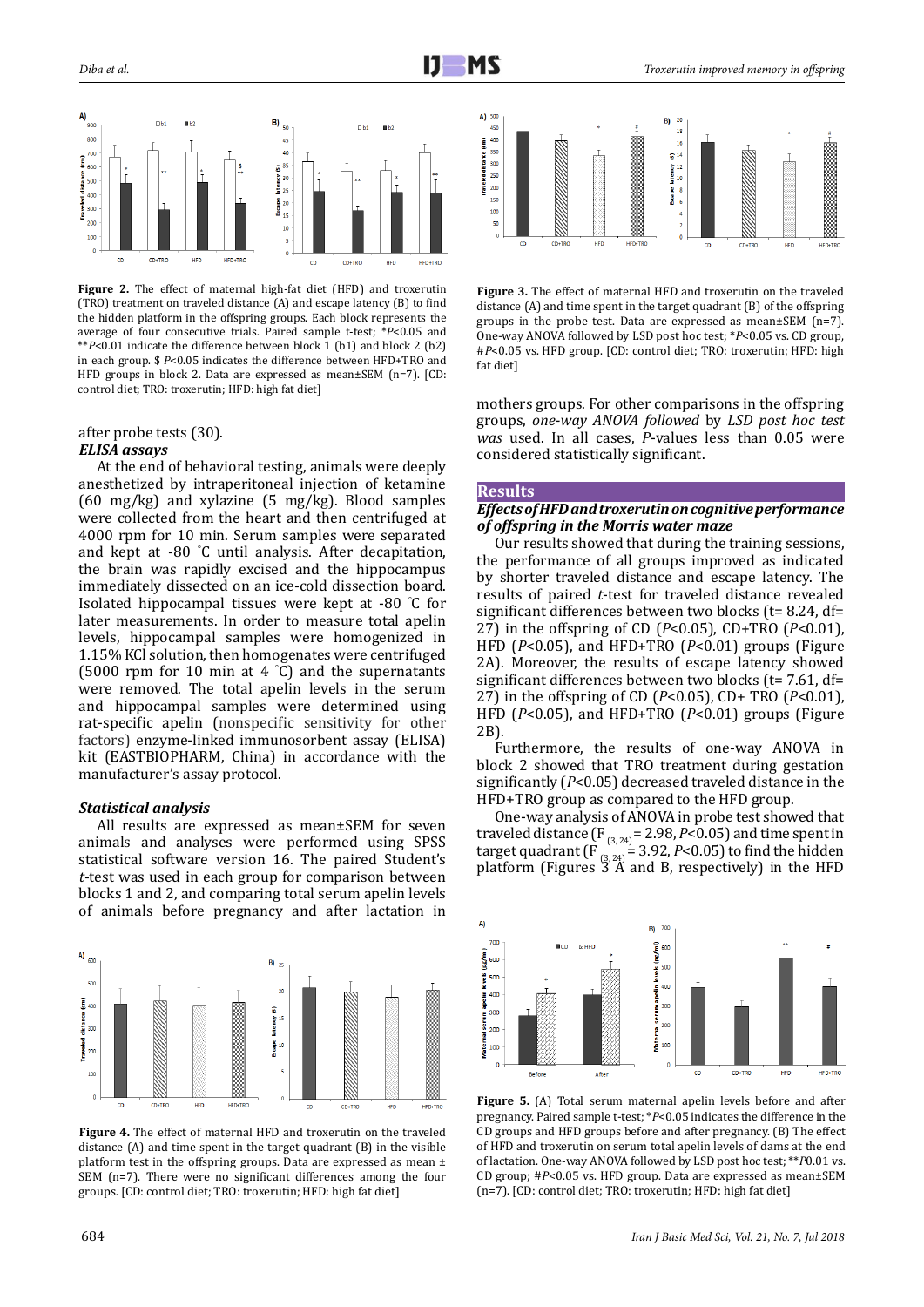**Figure 2.** The effect of maternal high-fat diet (HFD) and troxerutin (TRO) treatment on traveled distance (A) and escape latency (B) to find the hidden platform in the offspring groups. Each block represents the average of four consecutive trials. Paired sample t-test; \**P*<0.05 and \*\**P*<0.01 indicate the difference between block 1 (b1) and block 2 (b2) in each group. $ *P*<0.05 indicates the difference between HFD+TRO and HFD groups in block 2. Data are expressed as mean±SEM (n=7). [CD: control diet; TRO: troxerutin; HFD: high fat diet]

**Figure 3.** The effect of maternal HFD and troxerutin on the traveled distance (A) and time spent in the target quadrant (B) of the offspring groups in the probe test. Data are expressed as mean±SEM (n=7). One-way ANOVA followed by LSD post hoc test; \**P*<0.05 vs. CD group, #*P*<0.05 vs. HFD group. [CD: control diet; TRO: troxerutin; HFD: high fat diet]

after probe tests (30).

### *ELISA assays*

At the end of behavioral testing, animals were deeply anesthetized by intraperitoneal injection of ketamine (60 mg/kg) and xylazine (5 mg/kg). Blood samples were collected from the heart and then centrifuged at 4000 rpm for 10 min. Serum samples were separated and kept at -80 ˚C until analysis. After decapitation, the brain was rapidly excised and the hippocampus immediately dissected on an ice-cold dissection board. Isolated hippocampal tissues were kept at -80 ˚C for later measurements. In order to measure total apelin levels, hippocampal samples were homogenized in 1.15% KCl solution, then homogenates were centrifuged (5000 rpm for 10 min at 4 ˚C) and the supernatants were removed. The total apelin levels in the serum and hippocampal samples were determined using rat-specific apelin (nonspecific sensitivity for other factors) enzyme-linked immunosorbent assay (ELISA) kit (EASTBIOPHARM, China) in accordance with the manufacturer's assay protocol.

### *Statistical analysis*

All results are expressed as mean±SEM for seven animals and analyses were performed using SPSS statistical software version 16. The paired Student's *t*-test was used in each group for comparison between blocks 1 and 2, and comparing total serum apelin levels of animals before pregnancy and after lactation in mothers groups. For other comparisons in the offspring groups, *one-way ANOVA followed* by *LSD post hoc test was* used. In all cases, *P*-values less than 0.05 were considered statistically significant.

## Results

### *Effects of HFD and troxerutin on cognitive performance of offspring in the Morris water maze*

Our results showed that during the training sessions, the performance of all groups improved as indicated by shorter traveled distance and escape latency. The results of paired *t*-test for traveled distance revealed significant differences between two blocks (t= 8.24, df= 27) in the offspring of CD (*P*<0.05), CD+TRO (*P*<0.01), HFD (*P*<0.05), and HFD+TRO (*P*<0.01) groups (Figure 2A). Moreover, the results of escape latency showed significant differences between two blocks (t= 7.61, df= 27) in the offspring of CD (*P*<0.05), CD+ TRO (*P*<0.01), HFD (*P*<0.05), and HFD+TRO (*P*<0.01) groups (Figure 2B).

Furthermore, the results of one-way ANOVA in block 2 showed that TRO treatment during gestation significantly (*P*<0.05) decreased traveled distance in the HFD+TRO group as compared to the HFD group.

One-way analysis of ANOVA in probe test showed that traveled distance ($F_{(3, 24)}$= 2.98, *P*<0.05) and time spent in target quadrant ($F_{(3, 24)}$= 3.92, *P*<0.05) to find the hidden platform (Figures 3 A and B, respectively) in the HFD

**Figure 4.** The effect of maternal HFD and troxerutin on the traveled distance (A) and time spent in the target quadrant (B) in the visible platform test in the offspring groups. Data are expressed as mean ± SEM (n=7). There were no significant differences among the four groups. [CD: control diet; TRO: troxerutin; HFD: high fat diet]

**Figure 5.** (A) Total serum maternal apelin levels before and after pregnancy. Paired sample t-test; \**P*<0.05 indicates the difference in the CD groups and HFD groups before and after pregnancy. (B) The effect of HFD and troxerutin on serum total apelin levels of dams at the end of lactation. One-way ANOVA followed by LSD post hoc test; \*\**P*0.01 vs. CD group; #*P*<0.05 vs. HFD group. Data are expressed as mean±SEM (n=7). [CD: control diet; TRO: troxerutin; HFD: high fat diet]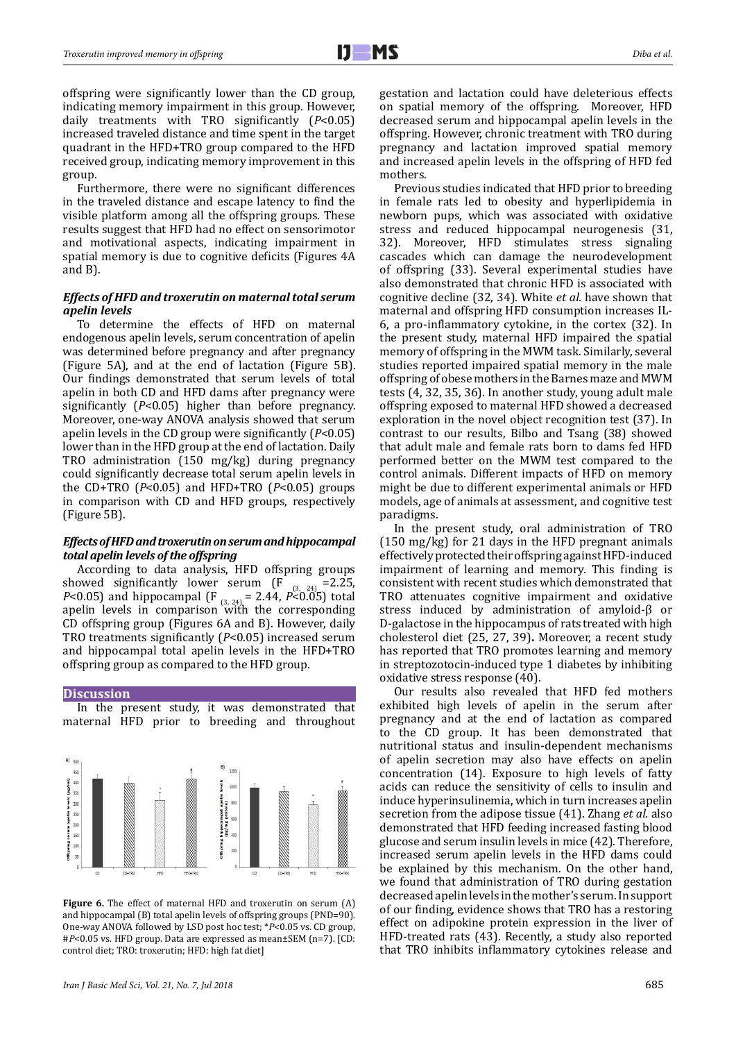offspring were significantly lower than the CD group, indicating memory impairment in this group. However, daily treatments with TRO significantly (*P*<0.05) increased traveled distance and time spent in the target quadrant in the HFD+TRO group compared to the HFD received group, indicating memory improvement in this group.

Furthermore, there were no significant differences in the traveled distance and escape latency to find the visible platform among all the offspring groups. These results suggest that HFD had no effect on sensorimotor and motivational aspects, indicating impairment in spatial memory is due to cognitive deficits (Figures 4A and B).

### *Effects of HFD and troxerutin on maternal total serum apelin levels*

To determine the effects of HFD on maternal endogenous apelin levels, serum concentration of apelin was determined before pregnancy and after pregnancy (Figure 5A), and at the end of lactation (Figure 5B). Our findings demonstrated that serum levels of total apelin in both CD and HFD dams after pregnancy were significantly (*P*<0.05) higher than before pregnancy. Moreover, one-way ANOVA analysis showed that serum apelin levels in the CD group were significantly (*P*<0.05) lower than in the HFD group at the end of lactation. Daily TRO administration (150 mg/kg) during pregnancy could significantly decrease total serum apelin levels in the CD+TRO (*P*<0.05) and HFD+TRO (*P*<0.05) groups in comparison with CD and HFD groups, respectively (Figure 5B).

### *Effects of HFD and troxerutin on serum and hippocampal total apelin levels of the offspring*

According to data analysis, HFD offspring groups showed significantly lower serum ($F_{(3, 24)}$ =2.25, *P*<0.05) and hippocampal ($F_{(3, 24)}$ = 2.44, *P*<0.05) total apelin levels in comparison with the corresponding CD offspring group (Figures 6A and B). However, daily TRO treatments significantly (*P*<0.05) increased serum and hippocampal total apelin levels in the HFD+TRO offspring group as compared to the HFD group.

## Discussion

In the present study, it was demonstrated that maternal HFD prior to breeding and throughout gestation and lactation could have deleterious effects on spatial memory of the offspring. Moreover, HFD decreased serum and hippocampal apelin levels in the offspring. However, chronic treatment with TRO during pregnancy and lactation improved spatial memory and increased apelin levels in the offspring of HFD fed mothers.

Previous studies indicated that HFD prior to breeding in female rats led to obesity and hyperlipidemia in newborn pups, which was associated with oxidative stress and reduced hippocampal neurogenesis (31, 32). Moreover, HFD stimulates stress signaling cascades which can damage the neurodevelopment of offspring (33). Several experimental studies have also demonstrated that chronic HFD is associated with cognitive decline (32, 34). White *et al.* have shown that maternal and offspring HFD consumption increases IL-6, a pro-inflammatory cytokine, in the cortex (32). In the present study, maternal HFD impaired the spatial memory of offspring in the MWM task. Similarly, several studies reported impaired spatial memory in the male offspring of obese mothers in the Barnes maze and MWM tests (4, 32, 35, 36). In another study, young adult male offspring exposed to maternal HFD showed a decreased exploration in the novel object recognition test (37). In contrast to our results, Bilbo and Tsang (38) showed that adult male and female rats born to dams fed HFD performed better on the MWM test compared to the control animals. Different impacts of HFD on memory might be due to different experimental animals or HFD models, age of animals at assessment, and cognitive test paradigms.

In the present study, oral administration of TRO (150 mg/kg) for 21 days in the HFD pregnant animals effectively protected their offspring against HFD-induced impairment of learning and memory. This finding is consistent with recent studies which demonstrated that TRO attenuates cognitive impairment and oxidative stress induced by administration of amyloid-β or D-galactose in the hippocampus of rats treated with high cholesterol diet (25, 27, 39)**.** Moreover, a recent study has reported that TRO promotes learning and memory in streptozotocin-induced type 1 diabetes by inhibiting oxidative stress response (40).

Our results also revealed that HFD fed mothers exhibited high levels of apelin in the serum after pregnancy and at the end of lactation as compared to the CD group. It has been demonstrated that nutritional status and insulin-dependent mechanisms of apelin secretion may also have effects on apelin concentration (14). Exposure to high levels of fatty acids can reduce the sensitivity of cells to insulin and induce hyperinsulinemia, which in turn increases apelin secretion from the adipose tissue (41). Zhang *et al.* also demonstrated that HFD feeding increased fasting blood glucose and serum insulin levels in mice (42). Therefore, increased serum apelin levels in the HFD dams could be explained by this mechanism. On the other hand, we found that administration of TRO during gestation decreased apelin levels in the mother's serum. In support of our finding, evidence shows that TRO has a restoring effect on adipokine protein expression in the liver of HFD-treated rats (43). Recently, a study also reported that TRO inhibits inflammatory cytokines release and

**Figure 6.** The effect of maternal HFD and troxerutin on serum (A) and hippocampal (B) total apelin levels of offspring groups (PND=90). One-way ANOVA followed by LSD post hoc test; \**P*<0.05 vs. CD group, #*P*<0.05 vs. HFD group. Data are expressed as mean±SEM (n=7). [CD: control diet; TRO: troxerutin; HFD: high fat diet]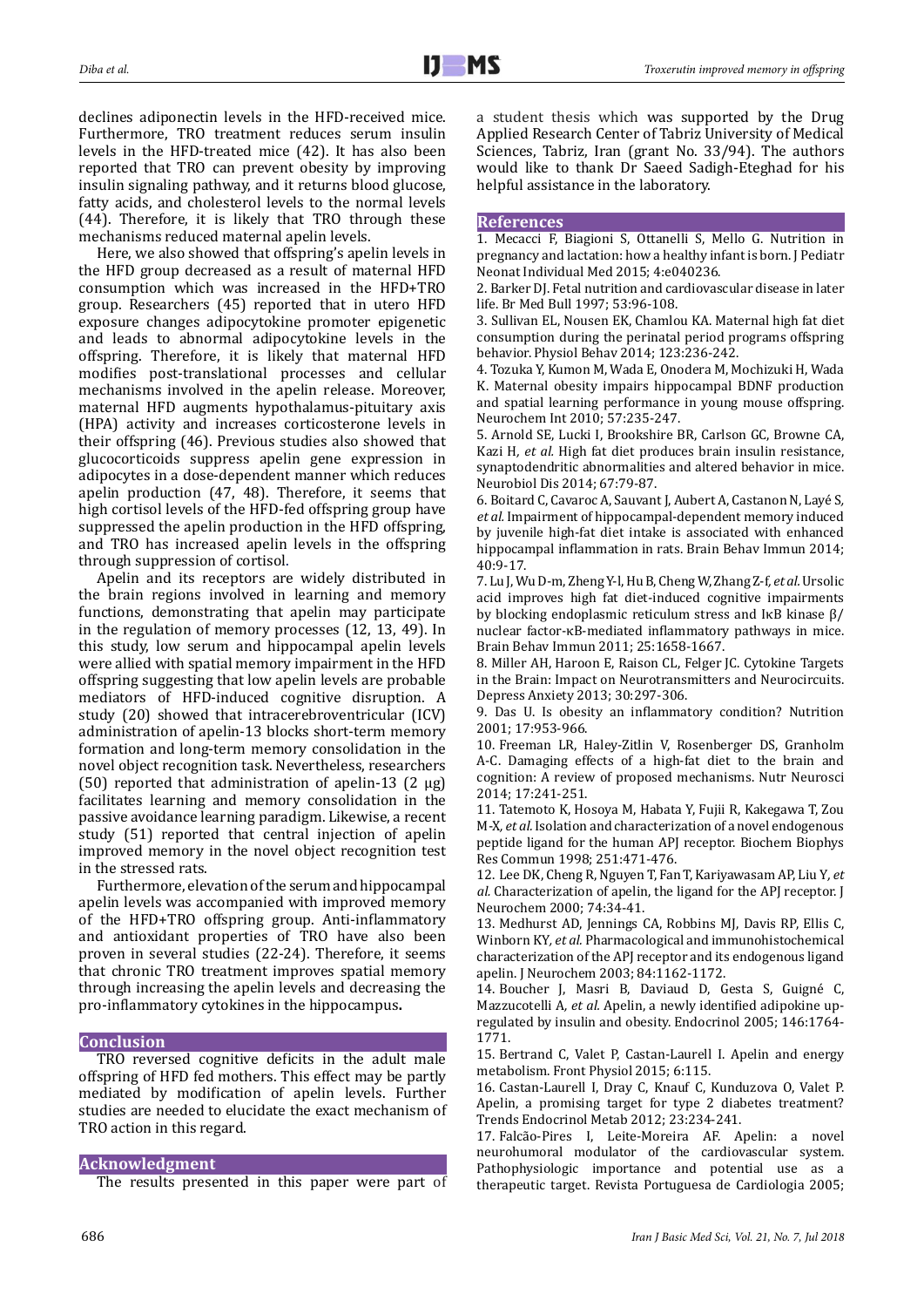declines adiponectin levels in the HFD-received mice. Furthermore, TRO treatment reduces serum insulin levels in the HFD-treated mice (42). It has also been reported that TRO can prevent obesity by improving insulin signaling pathway, and it returns blood glucose, fatty acids, and cholesterol levels to the normal levels (44). Therefore, it is likely that TRO through these mechanisms reduced maternal apelin levels.

Here, we also showed that offspring's apelin levels in the HFD group decreased as a result of maternal HFD consumption which was increased in the HFD+TRO group. Researchers (45) reported that in utero HFD exposure changes adipocytokine promoter epigenetic and leads to abnormal adipocytokine levels in the offspring. Therefore, it is likely that maternal HFD modifies post-translational processes and cellular mechanisms involved in the apelin release. Moreover, maternal HFD augments hypothalamus-pituitary axis (HPA) activity and increases corticosterone levels in their offspring (46). Previous studies also showed that glucocorticoids suppress apelin gene expression in adipocytes in a dose-dependent manner which reduces apelin production (47, 48). Therefore, it seems that high cortisol levels of the HFD-fed offspring group have suppressed the apelin production in the HFD offspring, and TRO has increased apelin levels in the offspring through suppression of cortisol.

Apelin and its receptors are widely distributed in the brain regions involved in learning and memory functions, demonstrating that apelin may participate in the regulation of memory processes (12, 13, 49). In this study, low serum and hippocampal apelin levels were allied with spatial memory impairment in the HFD offspring suggesting that low apelin levels are probable mediators of HFD-induced cognitive disruption. A study (20) showed that intracerebroventricular (ICV) administration of apelin-13 blocks short-term memory formation and long-term memory consolidation in the novel object recognition task. Nevertheless, researchers (50) reported that administration of apelin-13 (2 μg) facilitates learning and memory consolidation in the passive avoidance learning paradigm. Likewise, a recent study (51) reported that central injection of apelin improved memory in the novel object recognition test in the stressed rats.

Furthermore, elevation of the serum and hippocampal apelin levels was accompanied with improved memory of the HFD+TRO offspring group. Anti-inflammatory and antioxidant properties of TRO have also been proven in several studies (22-24). Therefore, it seems that chronic TRO treatment improves spatial memory through increasing the apelin levels and decreasing the pro-inflammatory cytokines in the hippocampus**.**

## Conclusion

TRO reversed cognitive deficits in the adult male offspring of HFD fed mothers. This effect may be partly mediated by modification of apelin levels. Further studies are needed to elucidate the exact mechanism of TRO action in this regard.

## Acknowledgment

The results presented in this paper were part of a student thesis which was supported by the Drug Applied Research Center of Tabriz University of Medical Sciences, Tabriz, Iran (grant No. 33/94). The authors would like to thank Dr Saeed Sadigh-Eteghad for his helpful assistance in the laboratory.

## References

1. Mecacci F, Biagioni S, Ottanelli S, Mello G. Nutrition in pregnancy and lactation: how a healthy infant is born. J Pediatr Neonat Individual Med 2015; 4:e040236.
2. Barker DJ. Fetal nutrition and cardiovascular disease in later life. Br Med Bull 1997; 53:96-108.
3. Sullivan EL, Nousen EK, Chamlou KA. Maternal high fat diet consumption during the perinatal period programs offspring behavior. Physiol Behav 2014; 123:236-242.
4. Tozuka Y, Kumon M, Wada E, Onodera M, Mochizuki H, Wada K. Maternal obesity impairs hippocampal BDNF production and spatial learning performance in young mouse offspring. Neurochem Int 2010; 57:235-247.
5. Arnold SE, Lucki I, Brookshire BR, Carlson GC, Browne CA, Kazi H*, et al.* High fat diet produces brain insulin resistance, synaptodendritic abnormalities and altered behavior in mice. Neurobiol Dis 2014; 67:79-87.
6. Boitard C, Cavaroc A, Sauvant J, Aubert A, Castanon N, Layé S*, et al.* Impairment of hippocampal-dependent memory induced by juvenile high-fat diet intake is associated with enhanced hippocampal inflammation in rats. Brain Behav Immun 2014; 40:9-17.
7. Lu J, Wu D-m, Zheng Y-l, Hu B, Cheng W, Zhang Z-f*, et al.* Ursolic acid improves high fat diet-induced cognitive impairments by blocking endoplasmic reticulum stress and IκB kinase β/nuclear factor-κB-mediated inflammatory pathways in mice. Brain Behav Immun 2011; 25:1658-1667.
8. Miller AH, Haroon E, Raison CL, Felger JC. Cytokine Targets in the Brain: Impact on Neurotransmitters and Neurocircuits. Depress Anxiety 2013; 30:297-306.
9. Das U. Is obesity an inflammatory condition? Nutrition 2001; 17:953-966.
10. Freeman LR, Haley-Zitlin V, Rosenberger DS, Granholm A-C. Damaging effects of a high-fat diet to the brain and cognition: A review of proposed mechanisms. Nutr Neurosci 2014; 17:241-251.
11. Tatemoto K, Hosoya M, Habata Y, Fujii R, Kakegawa T, Zou M-X*, et al.* Isolation and characterization of a novel endogenous peptide ligand for the human APJ receptor. Biochem Biophys Res Commun 1998; 251:471-476.
12. Lee DK, Cheng R, Nguyen T, Fan T, Kariyawasam AP, Liu Y*, et al.* Characterization of apelin, the ligand for the APJ receptor. J Neurochem 2000; 74:34-41.
13. Medhurst AD, Jennings CA, Robbins MJ, Davis RP, Ellis C, Winborn KY*, et al.* Pharmacological and immunohistochemical characterization of the APJ receptor and its endogenous ligand apelin. J Neurochem 2003; 84:1162-1172.
14. Boucher J, Masri B, Daviaud D, Gesta S, Guigné C, Mazzucotelli A*, et al.* Apelin, a newly identified adipokine up-regulated by insulin and obesity. Endocrinol 2005; 146:1764-1771.
15. Bertrand C, Valet P, Castan-Laurell I. Apelin and energy metabolism. Front Physiol 2015; 6:115.
16. Castan-Laurell I, Dray C, Knauf C, Kunduzova O, Valet P. Apelin, a promising target for type 2 diabetes treatment? Trends Endocrinol Metab 2012; 23:234-241.
17. Falcão-Pires I, Leite-Moreira AF. Apelin: a novel neurohumoral modulator of the cardiovascular system. Pathophysiologic importance and potential use as a therapeutic target. Revista Portuguesa de Cardiologia 2005;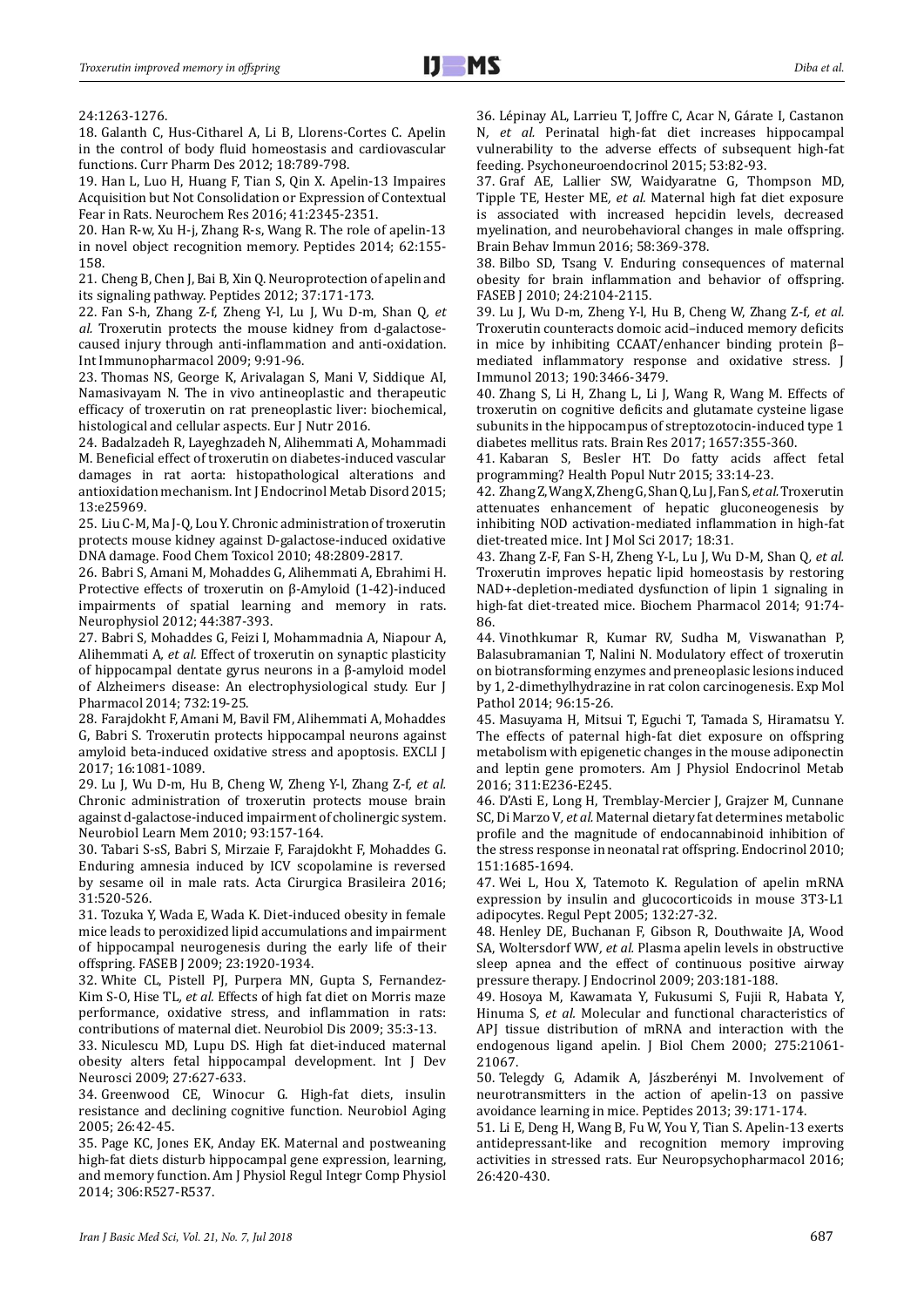24:1263-1276.

18. Galanth C, Hus-Citharel A, Li B, Llorens-Cortes C. Apelin in the control of body fluid homeostasis and cardiovascular functions. Curr Pharm Des 2012; 18:789-798.

19. Han L, Luo H, Huang F, Tian S, Qin X. Apelin-13 Impaires Acquisition but Not Consolidation or Expression of Contextual Fear in Rats. Neurochem Res 2016; 41:2345-2351.

20. Han R-w, Xu H-j, Zhang R-s, Wang R. The role of apelin-13 in novel object recognition memory. Peptides 2014; 62:155-158.

21. Cheng B, Chen J, Bai B, Xin Q. Neuroprotection of apelin and its signaling pathway. Peptides 2012; 37:171-173.

22. Fan S-h, Zhang Z-f, Zheng Y-l, Lu J, Wu D-m, Shan Q, *et al.* Troxerutin protects the mouse kidney from d-galactose-caused injury through anti-inflammation and anti-oxidation. Int Immunopharmacol 2009; 9:91-96.

23. Thomas NS, George K, Arivalagan S, Mani V, Siddique AI, Namasivayam N. The in vivo antineoplastic and therapeutic efficacy of troxerutin on rat preneoplastic liver: biochemical, histological and cellular aspects. Eur J Nutr 2016.

24. Badalzadeh R, Layeghzadeh N, Alihemmati A, Mohammadi M. Beneficial effect of troxerutin on diabetes-induced vascular damages in rat aorta: histopathological alterations and antioxidation mechanism. Int J Endocrinol Metab Disord 2015; 13:e25969.

25. Liu C-M, Ma J-Q, Lou Y. Chronic administration of troxerutin protects mouse kidney against D-galactose-induced oxidative DNA damage. Food Chem Toxicol 2010; 48:2809-2817.

26. Babri S, Amani M, Mohaddes G, Alihemmati A, Ebrahimi H. Protective effects of troxerutin on β-Amyloid (1-42)-induced impairments of spatial learning and memory in rats. Neurophysiol 2012; 44:387-393.

27. Babri S, Mohaddes G, Feizi I, Mohammadnia A, Niapour A, Alihemmati A, *et al.* Effect of troxerutin on synaptic plasticity of hippocampal dentate gyrus neurons in a β-amyloid model of Alzheimers disease: An electrophysiological study. Eur J Pharmacol 2014; 732:19-25.

28. Farajdokht F, Amani M, Bavil FM, Alihemmati A, Mohaddes G, Babri S. Troxerutin protects hippocampal neurons against amyloid beta-induced oxidative stress and apoptosis. EXCLI J 2017; 16:1081-1089.

29. Lu J, Wu D-m, Hu B, Cheng W, Zheng Y-l, Zhang Z-f, *et al.* Chronic administration of troxerutin protects mouse brain against d-galactose-induced impairment of cholinergic system. Neurobiol Learn Mem 2010; 93:157-164.

30. Tabari S-sS, Babri S, Mirzaie F, Farajdokht F, Mohaddes G. Enduring amnesia induced by ICV scopolamine is reversed by sesame oil in male rats. Acta Cirurgica Brasileira 2016; 31:520-526.

31. Tozuka Y, Wada E, Wada K. Diet-induced obesity in female mice leads to peroxidized lipid accumulations and impairment of hippocampal neurogenesis during the early life of their offspring. FASEB J 2009; 23:1920-1934.

32. White CL, Pistell PJ, Purpera MN, Gupta S, Fernandez-Kim S-O, Hise TL, *et al.* Effects of high fat diet on Morris maze performance, oxidative stress, and inflammation in rats: contributions of maternal diet. Neurobiol Dis 2009; 35:3-13.

33. Niculescu MD, Lupu DS. High fat diet-induced maternal obesity alters fetal hippocampal development. Int J Dev Neurosci 2009; 27:627-633.

34. Greenwood CE, Winocur G. High-fat diets, insulin resistance and declining cognitive function. Neurobiol Aging 2005; 26:42-45.

35. Page KC, Jones EK, Anday EK. Maternal and postweaning high-fat diets disturb hippocampal gene expression, learning, and memory function. Am J Physiol Regul Integr Comp Physiol 2014; 306:R527-R537.

36. Lépinay AL, Larrieu T, Joffre C, Acar N, Gárate I, Castanon N, *et al.* Perinatal high-fat diet increases hippocampal vulnerability to the adverse effects of subsequent high-fat feeding. Psychoneuroendocrinol 2015; 53:82-93.

37. Graf AE, Lallier SW, Waidyaratne G, Thompson MD, Tipple TE, Hester ME, *et al.* Maternal high fat diet exposure is associated with increased hepcidin levels, decreased myelination, and neurobehavioral changes in male offspring. Brain Behav Immun 2016; 58:369-378.

38. Bilbo SD, Tsang V. Enduring consequences of maternal obesity for brain inflammation and behavior of offspring. FASEB J 2010; 24:2104-2115.

39. Lu J, Wu D-m, Zheng Y-l, Hu B, Cheng W, Zhang Z-f, *et al.* Troxerutin counteracts domoic acid–induced memory deficits in mice by inhibiting CCAAT/enhancer binding protein β–mediated inflammatory response and oxidative stress. J Immunol 2013; 190:3466-3479.

40. Zhang S, Li H, Zhang L, Li J, Wang R, Wang M. Effects of troxerutin on cognitive deficits and glutamate cysteine ligase subunits in the hippocampus of streptozotocin-induced type 1 diabetes mellitus rats. Brain Res 2017; 1657:355-360.

41. Kabaran S, Besler HT. Do fatty acids affect fetal programming? Health Popul Nutr 2015; 33:14-23.

42. Zhang Z, Wang X, Zheng G, Shan Q, Lu J, Fan S, *et al.* Troxerutin attenuates enhancement of hepatic gluconeogenesis by inhibiting NOD activation-mediated inflammation in high-fat diet-treated mice. Int J Mol Sci 2017; 18:31.

43. Zhang Z-F, Fan S-H, Zheng Y-L, Lu J, Wu D-M, Shan Q, *et al.* Troxerutin improves hepatic lipid homeostasis by restoring NAD+-depletion-mediated dysfunction of lipin 1 signaling in high-fat diet-treated mice. Biochem Pharmacol 2014; 91:74-86.

44. Vinothkumar R, Kumar RV, Sudha M, Viswanathan P, Balasubramanian T, Nalini N. Modulatory effect of troxerutin on biotransforming enzymes and preneoplasic lesions induced by 1, 2-dimethylhydrazine in rat colon carcinogenesis. Exp Mol Pathol 2014; 96:15-26.

45. Masuyama H, Mitsui T, Eguchi T, Tamada S, Hiramatsu Y. The effects of paternal high-fat diet exposure on offspring metabolism with epigenetic changes in the mouse adiponectin and leptin gene promoters. Am J Physiol Endocrinol Metab 2016; 311:E236-E245.

46. D'Asti E, Long H, Tremblay-Mercier J, Grajzer M, Cunnane SC, Di Marzo V, *et al.* Maternal dietary fat determines metabolic profile and the magnitude of endocannabinoid inhibition of the stress response in neonatal rat offspring. Endocrinol 2010; 151:1685-1694.

47. Wei L, Hou X, Tatemoto K. Regulation of apelin mRNA expression by insulin and glucocorticoids in mouse 3T3-L1 adipocytes. Regul Pept 2005; 132:27-32.

48. Henley DE, Buchanan F, Gibson R, Douthwaite JA, Wood SA, Woltersdorf WW, *et al.* Plasma apelin levels in obstructive sleep apnea and the effect of continuous positive airway pressure therapy. J Endocrinol 2009; 203:181-188.

49. Hosoya M, Kawamata Y, Fukusumi S, Fujii R, Habata Y, Hinuma S, *et al.* Molecular and functional characteristics of APJ tissue distribution of mRNA and interaction with the endogenous ligand apelin. J Biol Chem 2000; 275:21061-21067.

50. Telegdy G, Adamik A, Jászberényi M. Involvement of neurotransmitters in the action of apelin-13 on passive avoidance learning in mice. Peptides 2013; 39:171-174.

51. Li E, Deng H, Wang B, Fu W, You Y, Tian S. Apelin-13 exerts antidepressant-like and recognition memory improving activities in stressed rats. Eur Neuropsychopharmacol 2016; 26:420-430.